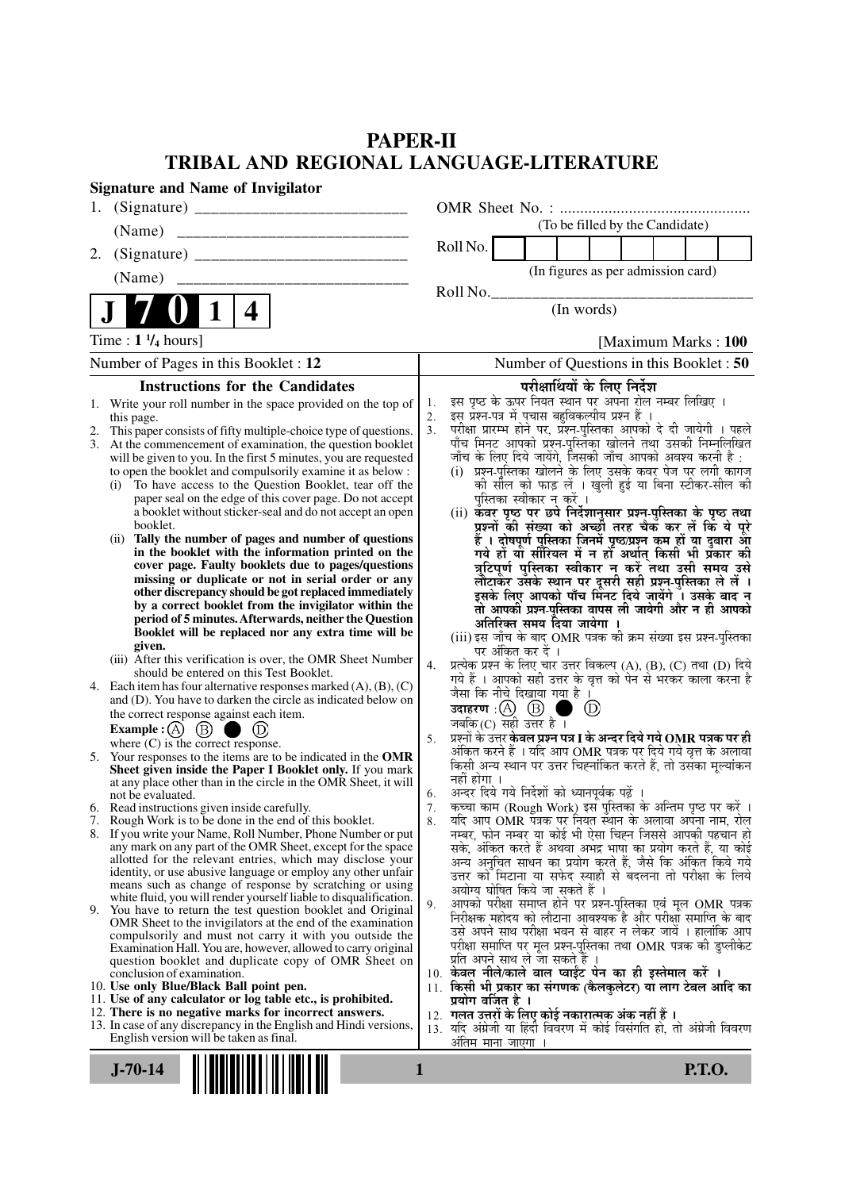# PAPER-II
## TRIBAL AND REGIONAL LANGUAGE-LITERATURE

**Signature and Name of Invigilator**

1. (Signature) __________________________

   (Name) __________________________

2. (Signature) __________________________

   (Name) __________________________

OMR Sheet No. : ...............................................

(To be filled by the Candidate)

Roll No. | | | | | | | |

(In figures as per admission card)

Roll No.________________________________

(In words)

**J 7 0 1 4**

Time : **1 ¼ hours]** **[Maximum Marks : 100**

Number of Pages in this Booklet : 12 | Number of Questions in this Booklet : 50

### Instructions for the Candidates

1. Write your roll number in the space provided on the top of this page.
2. This paper consists of fifty multiple-choice type of questions.
3. At the commencement of examination, the question booklet will be given to you. In the first 5 minutes, you are requested to open the booklet and compulsorily examine it as below :
   (i) To have access to the Question Booklet, tear off the paper seal on the edge of this cover page. Do not accept a booklet without sticker-seal and do not accept an open booklet.
   (ii) **Tally the number of pages and number of questions in the booklet with the information printed on the cover page. Faulty booklets due to pages/questions missing or duplicate or not in serial order or any other discrepancy should be got replaced immediately by a correct booklet from the invigilator within the period of 5 minutes. Afterwards, neither the Question Booklet will be replaced nor any extra time will be given.**
   (iii) After this verification is over, the OMR Sheet Number should be entered on this Test Booklet.
4. Each item has four alternative responses marked (A), (B), (C) and (D). You have to darken the circle as indicated below on the correct response against each item.
   **Example :** Ⓐ Ⓑ ● Ⓓ
   where (C) is the correct response.
5. Your responses to the items are to be indicated in the **OMR Sheet given inside the Paper I Booklet only.** If you mark at any place other than in the circle in the OMR Sheet, it will not be evaluated.
6. Read instructions given inside carefully.
7. Rough Work is to be done in the end of this booklet.
8. If you write your Name, Roll Number, Phone Number or put any mark on any part of the OMR Sheet, except for the space allotted for the relevant entries, which may disclose your identity, or use abusive language or employ any other unfair means such as change of response by scratching or using white fluid, you will render yourself liable to disqualification.
9. You have to return the test question booklet and Original OMR Sheet to the invigilators at the end of the examination compulsorily and must not carry it with you outside the Examination Hall. You are, however, allowed to carry original question booklet and duplicate copy of OMR Sheet on conclusion of examination.
10. **Use only Blue/Black Ball point pen.**
11. **Use of any calculator or log table etc., is prohibited.**
12. **There is no negative marks for incorrect answers.**
13. In case of any discrepancy in the English and Hindi versions, English version will be taken as final.

### परीक्षार्थियों के लिए निर्देश

1. इस पृष्ठ के ऊपर नियत स्थान पर अपना रोल नम्बर लिखिए ।
2. इस प्रश्न-पत्र में पचास बहुविकल्पीय प्रश्न हैं ।
3. परीक्षा प्रारम्भ होने पर, प्रश्न-पुस्तिका आपको दे दी जायेगी । पहले पाँच मिनट आपको प्रश्न-पुस्तिका खोलने तथा उसकी निम्नलिखित जाँच के लिए दिये जायेंगे, जिसकी जाँच आपको अवश्य करनी है :
   (i) प्रश्न-पुस्तिका खोलने के लिए उसके कवर पेज पर लगी कागज की सील को फाड़ लें । खुली हुई या बिना स्टीकर-सील की पुस्तिका स्वीकार न करें ।
   (ii) **कवर पृष्ठ पर छपे निर्देशानुसार प्रश्न-पुस्तिका के पृष्ठ तथा प्रश्नों की संख्या को अच्छी तरह चैक कर लें कि ये पूरे हैं । दोषपूर्ण पुस्तिका जिनमें पृष्ठ/प्रश्न कम हों या दुबारा आ गये हो या सीरियल में न हो अर्थात् किसी भी प्रकार की त्रुटिपूर्ण पुस्तिका स्वीकार न करें तथा उसी समय उसे लौटाकर उसके स्थान पर दूसरी सही प्रश्न-पुस्तिका ले लें । इसके लिए आपको पाँच मिनट दिये जायेंगे । उसके बाद न तो आपकी प्रश्न-पुस्तिका वापस ली जायेगी और न ही आपको अतिरिक्त समय दिया जायेगा ।**
   (iii) इस जाँच के बाद OMR पत्रक की क्रम संख्या इस प्रश्न-पुस्तिका पर अंकित कर दें ।
4. प्रत्येक प्रश्न के लिए चार उत्तर विकल्प (A), (B), (C) तथा (D) दिये गये हैं । आपको सही उत्तर के वृत्त को पेन से भरकर काला करना है जैसा कि नीचे दिखाया गया है ।
   **उदाहरण :** Ⓐ Ⓑ ● Ⓓ
   जबकि (C) सही उत्तर है ।
5. प्रश्नों के उत्तर **केवल प्रश्न पत्र I के अन्दर दिये गये OMR पत्रक पर ही** अंकित करने हैं । यदि आप OMR पत्रक पर दिये गये वृत्त के अलावा किसी अन्य स्थान पर उत्तर चिह्नांकित करते हैं, तो उसका मूल्यांकन नहीं होगा ।
6. अन्दर दिये गये निर्देशों को ध्यानपूर्वक पढ़ें ।
7. कच्चा काम (Rough Work) इस पुस्तिका के अन्तिम पृष्ठ पर करें ।
8. यदि आप OMR पत्रक पर नियत स्थान के अलावा अपना नाम, रोल नम्बर, फोन नम्बर या कोई भी ऐसा चिह्न जिससे आपकी पहचान हो सके, अंकित करते हैं अथवा अभद्र भाषा का प्रयोग करते हैं, या कोई अन्य अनुचित साधन का प्रयोग करते हैं, जैसे कि अंकित किये गये उत्तर को मिटाना या सफेद स्याही से बदलना तो परीक्षा के लिये अयोग्य घोषित किये जा सकते हैं ।
9. आपको परीक्षा समाप्त होने पर प्रश्न-पुस्तिका एवं मूल OMR पत्रक निरीक्षक महोदय को लौटाना आवश्यक है और परीक्षा समाप्ति के बाद उसे अपने साथ परीक्षा भवन से बाहर न लेकर जायें । हालांकि आप परीक्षा समाप्ति पर मूल प्रश्न-पुस्तिका तथा OMR पत्रक की डुप्लीकेट प्रति अपने साथ ले जा सकते हैं ।
10. **केवल नीले/काले बाल प्वाईंट पेन का ही इस्तेमाल करें ।**
11. **किसी भी प्रकार का संगणक (कैलकुलेटर) या लाग टेबल आदि का प्रयोग वर्जित है ।**
12. **गलत उत्तरों के लिए कोई नकारात्मक अंक नहीं हैं ।**
13. यदि अंग्रेजी या हिंदी विवरण में कोई विसंगति हो, तो अंग्रेजी विवरण अंतिम माना जाएगा ।

**J-70-14** **P.T.O.**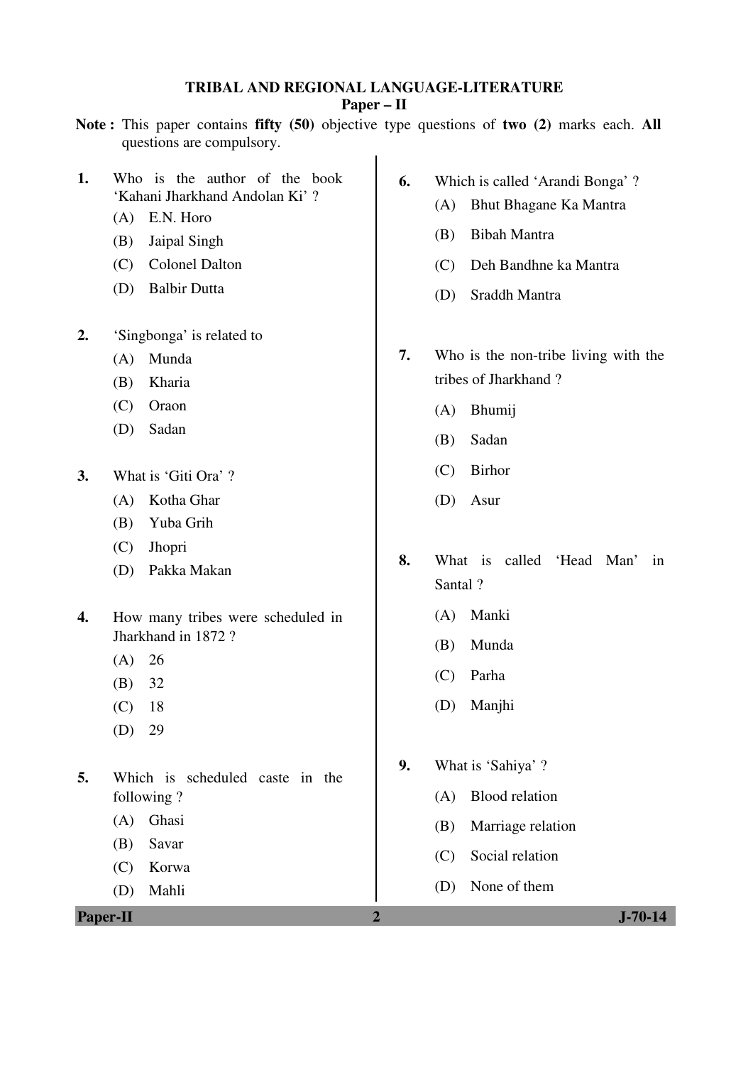**TRIBAL AND REGIONAL LANGUAGE-LITERATURE**

**Paper – II**

**Note :** This paper contains **fifty (50)** objective type questions of **two (2)** marks each. **All** questions are compulsory.

1. Who is the author of the book 'Kahani Jharkhand Andolan Ki' ?
   (A) E.N. Horo
   (B) Jaipal Singh
   (C) Colonel Dalton
   (D) Balbir Dutta

2. 'Singbonga' is related to
   (A) Munda
   (B) Kharia
   (C) Oraon
   (D) Sadan

3. What is 'Giti Ora' ?
   (A) Kotha Ghar
   (B) Yuba Grih
   (C) Jhopri
   (D) Pakka Makan

4. How many tribes were scheduled in Jharkhand in 1872 ?
   (A) 26
   (B) 32
   (C) 18
   (D) 29

5. Which is scheduled caste in the following ?
   (A) Ghasi
   (B) Savar
   (C) Korwa
   (D) Mahli

6. Which is called 'Arandi Bonga' ?
   (A) Bhut Bhagane Ka Mantra
   (B) Bibah Mantra
   (C) Deh Bandhne ka Mantra
   (D) Sraddh Mantra

7. Who is the non-tribe living with the tribes of Jharkhand ?
   (A) Bhumij
   (B) Sadan
   (C) Birhor
   (D) Asur

8. What is called 'Head Man' in Santal ?
   (A) Manki
   (B) Munda
   (C) Parha
   (D) Manjhi

9. What is 'Sahiya' ?
   (A) Blood relation
   (B) Marriage relation
   (C) Social relation
   (D) None of them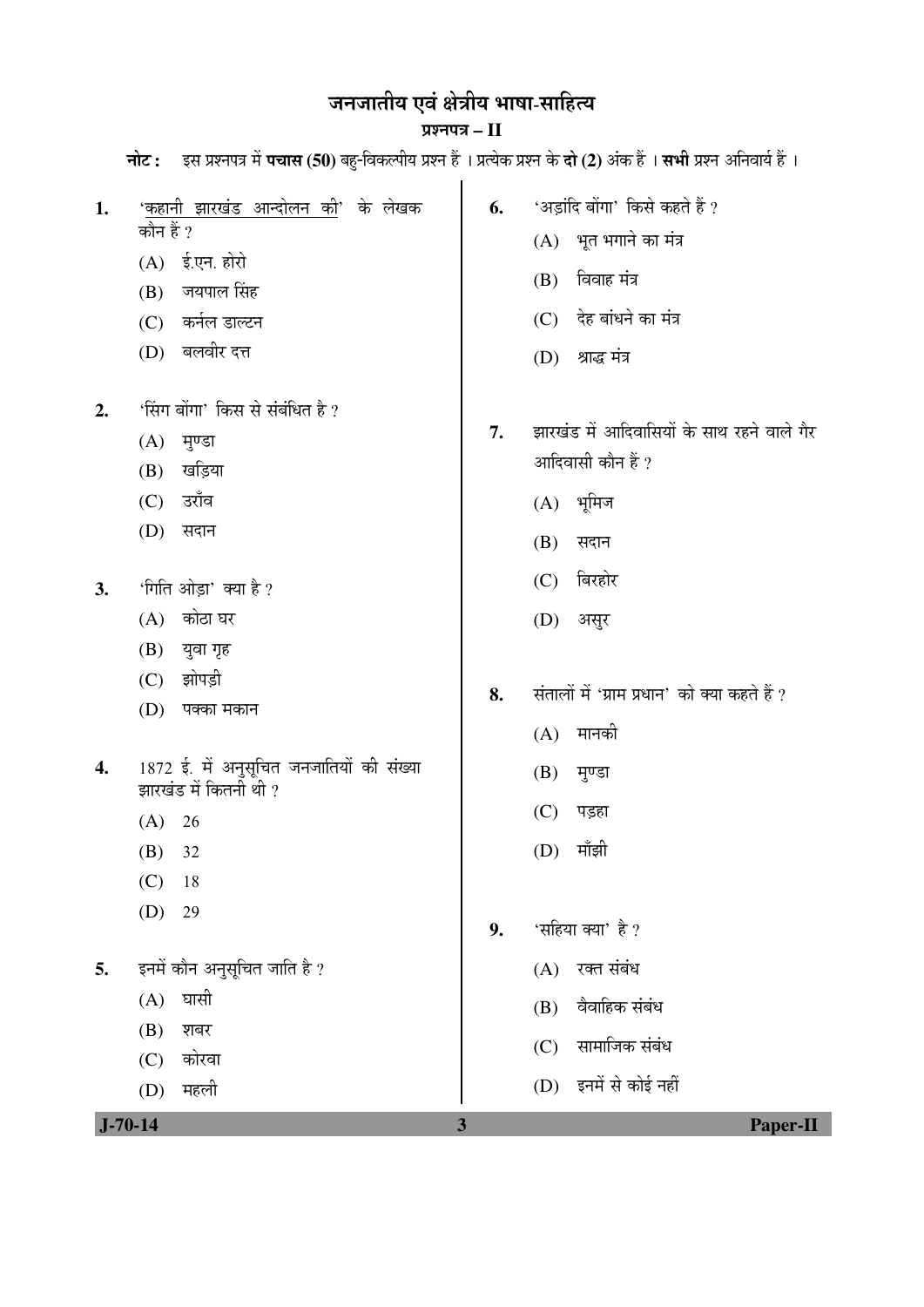# जनजातीय एवं क्षेत्रीय भाषा-साहित्य

## प्रश्नपत्र – II

**नोट :** इस प्रश्नपत्र में **पचास (50)** बहु-विकल्पीय प्रश्न हैं । प्रत्येक प्रश्न के **दो (2)** अंक हैं । **सभी** प्रश्न अनिवार्य हैं ।

**1.** '<u>कहानी झारखंड आन्दोलन की</u>' के लेखक कौन हैं ?

(A) ई.एन. होरो
(B) जयपाल सिंह
(C) कर्नल डाल्टन
(D) बलवीर दत्त

**2.** 'सिंग बोंगा' किस से संबंधित है ?

(A) मुण्डा
(B) खड़िया
(C) उराँव
(D) सदान

**3.** 'गिति ओड़ा' क्या है ?

(A) कोठा घर
(B) युवा गृह
(C) झोपड़ी
(D) पक्का मकान

**4.** 1872 ई. में अनुसूचित जनजातियों की संख्या झारखंड में कितनी थी ?

(A) 26
(B) 32
(C) 18
(D) 29

**5.** इनमें कौन अनुसूचित जाति है ?

(A) घासी
(B) शबर
(C) कोरवा
(D) महली

**6.** 'अड़ांदि बोंगा' किसे कहते हैं ?

(A) भूत भगाने का मंत्र
(B) विवाह मंत्र
(C) देह बांधने का मंत्र
(D) श्राद्ध मंत्र

**7.** झारखंड में आदिवासियों के साथ रहने वाले गैर आदिवासी कौन हैं ?

(A) भूमिज
(B) सदान
(C) बिरहोर
(D) असुर

**8.** संतालों में 'ग्राम प्रधान' को क्या कहते हैं ?

(A) मानकी
(B) मुण्डा
(C) पड़हा
(D) माँझी

**9.** 'सहिया क्या' है ?

(A) रक्त संबंध
(B) वैवाहिक संबंध
(C) सामाजिक संबंध
(D) इनमें से कोई नहीं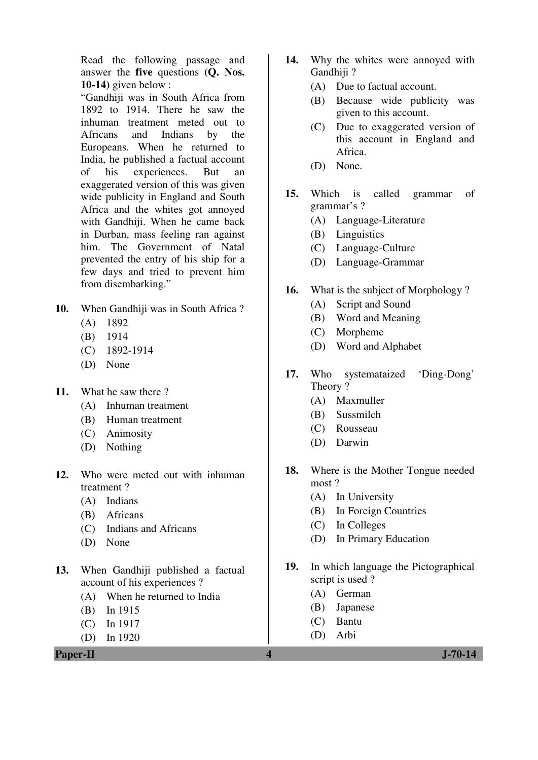Read the following passage and answer the **five** questions **(Q. Nos. 10-14)** given below :

"Gandhiji was in South Africa from 1892 to 1914. There he saw the inhuman treatment meted out to Africans and Indians by the Europeans. When he returned to India, he published a factual account of his experiences. But an exaggerated version of this was given wide publicity in England and South Africa and the whites got annoyed with Gandhiji. When he came back in Durban, mass feeling ran against him. The Government of Natal prevented the entry of his ship for a few days and tried to prevent him from disembarking."

**10.** When Gandhiji was in South Africa ?
- (A) 1892
- (B) 1914
- (C) 1892-1914
- (D) None

**11.** What he saw there ?
- (A) Inhuman treatment
- (B) Human treatment
- (C) Animosity
- (D) Nothing

**12.** Who were meted out with inhuman treatment ?
- (A) Indians
- (B) Africans
- (C) Indians and Africans
- (D) None

**13.** When Gandhiji published a factual account of his experiences ?
- (A) When he returned to India
- (B) In 1915
- (C) In 1917
- (D) In 1920

**14.** Why the whites were annoyed with Gandhiji ?
- (A) Due to factual account.
- (B) Because wide publicity was given to this account.
- (C) Due to exaggerated version of this account in England and Africa.
- (D) None.

**15.** Which is called grammar of grammar's ?
- (A) Language-Literature
- (B) Linguistics
- (C) Language-Culture
- (D) Language-Grammar

**16.** What is the subject of Morphology ?
- (A) Script and Sound
- (B) Word and Meaning
- (C) Morpheme
- (D) Word and Alphabet

**17.** Who systemataized 'Ding-Dong' Theory ?
- (A) Maxmuller
- (B) Sussmilch
- (C) Rousseau
- (D) Darwin

**18.** Where is the Mother Tongue needed most ?
- (A) In University
- (B) In Foreign Countries
- (C) In Colleges
- (D) In Primary Education

**19.** In which language the Pictographical script is used ?
- (A) German
- (B) Japanese
- (C) Bantu
- (D) Arbi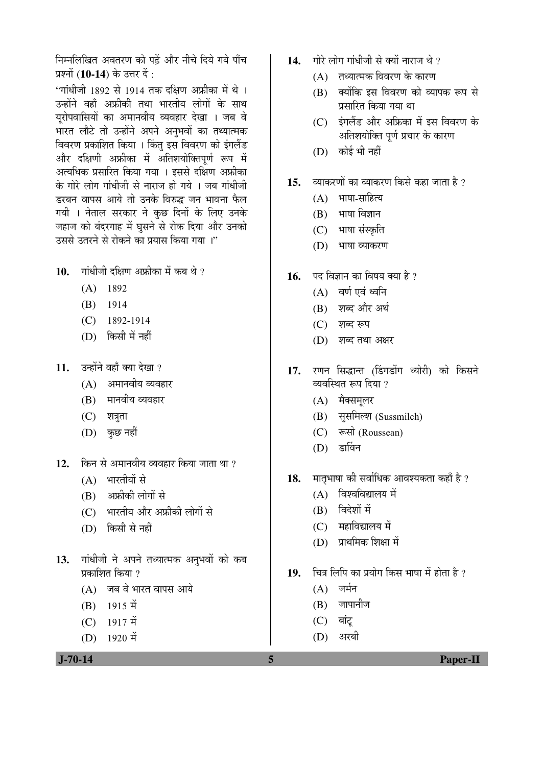निम्नलिखित अवतरण को पढ़ें और नीचे दिये गये पाँच प्रश्नों (**10-14**) के उत्तर दें :

"गांधीजी 1892 से 1914 तक दक्षिण अफ्रीका में थे । उन्होंने वहाँ अफ्रीकी तथा भारतीय लोगों के साथ यूरोपवासियों का अमानवीय व्यवहार देखा । जब वे भारत लौटे तो उन्होंने अपने अनुभवों का तथ्यात्मक विवरण प्रकाशित किया । किंतु इस विवरण को इंगलैंड और दक्षिणी अफ्रीका में अतिशयोक्तिपूर्ण रूप में अत्यधिक प्रसारित किया गया । इससे दक्षिण अफ्रीका के गोरे लोग गांधीजी से नाराज हो गये । जब गांधीजी डरबन वापस आये तो उनके विरुद्ध जन भावना फैल गयी । नेताल सरकार ने कुछ दिनों के लिए उनके जहाज को बंदरगाह में घुसने से रोक दिया और उनको उससे उतरने से रोकने का प्रयास किया गया ।"

**10.** गांधीजी दक्षिण अफ्रीका में कब थे ?

(A) 1892

(B) 1914

(C) 1892-1914

(D) किसी में नहीं

**11.** उन्होंने वहाँ क्या देखा ?

(A) अमानवीय व्यवहार

(B) मानवीय व्यवहार

(C) शत्रुता

(D) कुछ नहीं

**12.** किन से अमानवीय व्यवहार किया जाता था ?

(A) भारतीयों से

(B) अफ्रीकी लोगों से

(C) भारतीय और अफ्रीकी लोगों से

(D) किसी से नहीं

**13.** गांधीजी ने अपने तथ्यात्मक अनुभवों को कब प्रकाशित किया ?

(A) जब वे भारत वापस आये

(B) 1915 में

(C) 1917 में

(D) 1920 में

**14.** गोरे लोग गांधीजी से क्यों नाराज थे ?

(A) तथ्यात्मक विवरण के कारण

(B) क्योंकि इस विवरण को व्यापक रूप से प्रसारित किया गया था

(C) इंगलैंड और अफ्रिका में इस विवरण के अतिशयोक्ति पूर्ण प्रचार के कारण

(D) कोई भी नहीं

**15.** व्याकरणों का व्याकरण किसे कहा जाता है ?

(A) भाषा-साहित्य

(B) भाषा विज्ञान

(C) भाषा संस्कृति

(D) भाषा व्याकरण

**16.** पद विज्ञान का विषय क्या है ?

(A) वर्ण एवं ध्वनि

(B) शब्द और अर्थ

(C) शब्द रूप

(D) शब्द तथा अक्षर

**17.** रणन सिद्धान्त (डिंगडोंग थ्योरी) को किसने व्यवस्थित रूप दिया ?

(A) मैक्समूलर

(B) सुसमिल्श (Sussmilch)

(C) रूसो (Roussean)

(D) डार्विन

**18.** मातृभाषा की सर्वाधिक आवश्यकता कहाँ है ?

(A) विश्वविद्यालय में

(B) विदेशों में

(C) महाविद्यालय में

(D) प्राथमिक शिक्षा में

**19.** चित्र लिपि का प्रयोग किस भाषा में होता है ?

(A) जर्मन

(B) जापानीज

(C) बांटू

(D) अरबी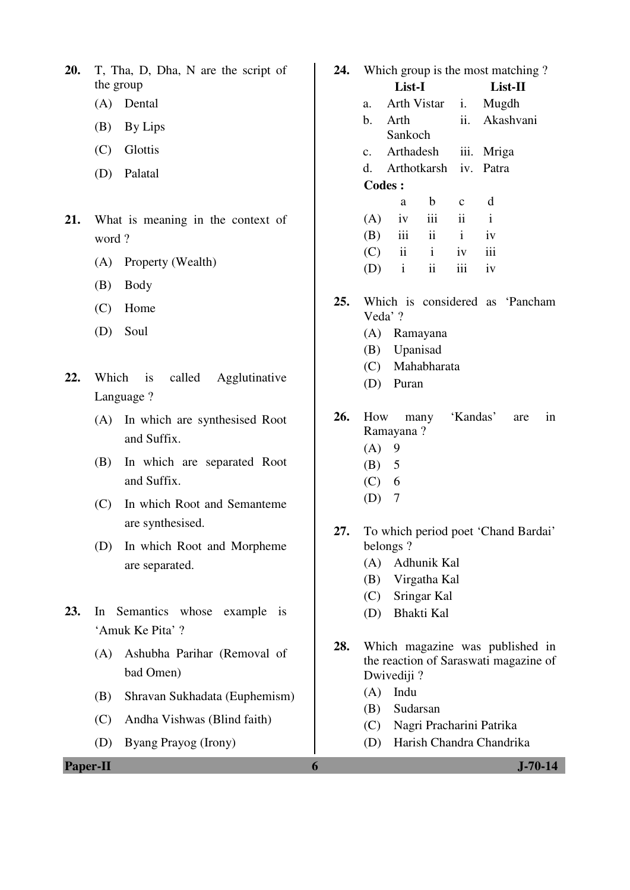20. T, Tha, D, Dha, N are the script of the group
    (A) Dental
    (B) By Lips
    (C) Glottis
    (D) Palatal

21. What is meaning in the context of word ?
    (A) Property (Wealth)
    (B) Body
    (C) Home
    (D) Soul

22. Which is called Agglutinative Language ?
    (A) In which are synthesised Root and Suffix.
    (B) In which are separated Root and Suffix.
    (C) In which Root and Semanteme are synthesised.
    (D) In which Root and Morpheme are separated.

23. In Semantics whose example is 'Amuk Ke Pita' ?
    (A) Ashubha Parihar (Removal of bad Omen)
    (B) Shravan Sukhadata (Euphemism)
    (C) Andha Vishwas (Blind faith)
    (D) Byang Prayog (Irony)

24. Which group is the most matching ?

| | List-I | | List-II |
|---|---|---|---|
| a. | Arth Vistar | i. | Mugdh |
| b. | Arth Sankoch | ii. | Akashvani |
| c. | Arthadesh | iii. | Mriga |
| d. | Arthotkarsh | iv. | Patra |

**Codes :**

| | a | b | c | d |
|---|---|---|---|---|
| (A) | iv | iii | ii | i |
| (B) | iii | ii | i | iv |
| (C) | ii | i | iv | iii |
| (D) | i | ii | iii | iv |

25. Which is considered as 'Pancham Veda' ?
    (A) Ramayana
    (B) Upanisad
    (C) Mahabharata
    (D) Puran

26. How many 'Kandas' are in Ramayana ?
    (A) 9
    (B) 5
    (C) 6
    (D) 7

27. To which period poet 'Chand Bardai' belongs ?
    (A) Adhunik Kal
    (B) Virgatha Kal
    (C) Sringar Kal
    (D) Bhakti Kal

28. Which magazine was published in the reaction of Saraswati magazine of Dwivediji ?
    (A) Indu
    (B) Sudarsan
    (C) Nagri Pracharini Patrika
    (D) Harish Chandra Chandrika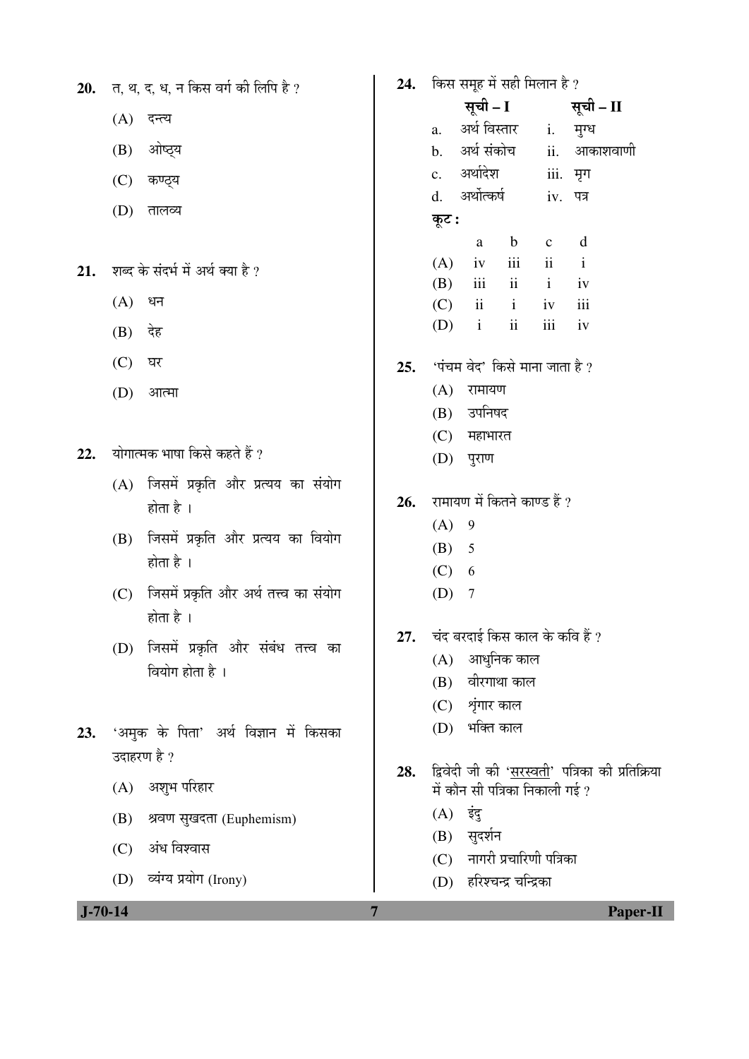**20.** त, थ, द, ध, न किस वर्ग की लिपि है ?

(A) दन्त्य

(B) ओष्ठ्य

(C) कण्ठ्य

(D) तालव्य

**21.** शब्द के संदर्भ में अर्थ क्या है ?

(A) धन

(B) देह

(C) घर

(D) आत्मा

**22.** योगात्मक भाषा किसे कहते हैं ?

(A) जिसमें प्रकृति और प्रत्यय का संयोग होता है ।

(B) जिसमें प्रकृति और प्रत्यय का वियोग होता है ।

(C) जिसमें प्रकृति और अर्थ तत्त्व का संयोग होता है ।

(D) जिसमें प्रकृति और संबंध तत्त्व का वियोग होता है ।

**23.** 'अमुक के पिता' अर्थ विज्ञान में किसका उदाहरण है ?

(A) अशुभ परिहार

(B) श्रवण सुखदता (Euphemism)

(C) अंध विश्वास

(D) व्यंग्य प्रयोग (Irony)

**24.** किस समूह में सही मिलान है ?

| | सूची – I | | सूची – II |
|---|---|---|---|
| a. | अर्थ विस्तार | i. | मुग्ध |
| b. | अर्थ संकोच | ii. | आकाशवाणी |
| c. | अर्थादेश | iii. | मृग |
| d. | अर्थोत्कर्ष | iv. | पत्र |

**कूट :**

| | a | b | c | d |
|---|---|---|---|---|
| (A) | iv | iii | ii | i |
| (B) | iii | ii | i | iv |
| (C) | ii | i | iv | iii |
| (D) | i | ii | iii | iv |

**25.** 'पंचम वेद' किसे माना जाता है ?

(A) रामायण

(B) उपनिषद

(C) महाभारत

(D) पुराण

**26.** रामायण में कितने काण्ड हैं ?

(A) 9

(B) 5

(C) 6

(D) 7

**27.** चंद बरदाई किस काल के कवि हैं ?

(A) आधुनिक काल

(B) वीरगाथा काल

(C) श्रृंगार काल

(D) भक्ति काल

**28.** द्विवेदी जी की '<u>सरस्वती</u>' पत्रिका की प्रतिक्रिया में कौन सी पत्रिका निकाली गई ?

(A) इंदु

(B) सुदर्शन

(C) नागरी प्रचारिणी पत्रिका

(D) हरिश्चन्द्र चन्द्रिका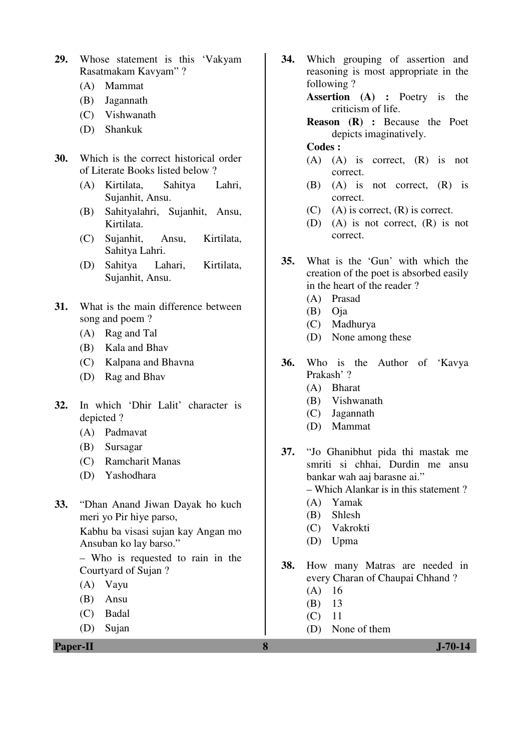29. Whose statement is this 'Vakyam Rasatmakam Kavyam" ?
    (A) Mammat
    (B) Jagannath
    (C) Vishwanath
    (D) Shankuk

30. Which is the correct historical order of Literate Books listed below ?
    (A) Kirtilata, Sahitya Lahri, Sujanhit, Ansu.
    (B) Sahityalahri, Sujanhit, Ansu, Kirtilata.
    (C) Sujanhit, Ansu, Kirtilata, Sahitya Lahri.
    (D) Sahitya Lahari, Kirtilata, Sujanhit, Ansu.

31. What is the main difference between song and poem ?
    (A) Rag and Tal
    (B) Kala and Bhav
    (C) Kalpana and Bhavna
    (D) Rag and Bhav

32. In which 'Dhir Lalit' character is depicted ?
    (A) Padmavat
    (B) Sursagar
    (C) Ramcharit Manas
    (D) Yashodhara

33. "Dhan Anand Jiwan Dayak ho kuch meri yo Pir hiye parso,
    Kabhu ba visasi sujan kay Angan mo Ansuban ko lay barso."
    – Who is requested to rain in the Courtyard of Sujan ?
    (A) Vayu
    (B) Ansu
    (C) Badal
    (D) Sujan

34. Which grouping of assertion and reasoning is most appropriate in the following ?
    **Assertion (A) :** Poetry is the criticism of life.
    **Reason (R) :** Because the Poet depicts imaginatively.
    **Codes :**
    (A) (A) is correct, (R) is not correct.
    (B) (A) is not correct, (R) is correct.
    (C) (A) is correct, (R) is correct.
    (D) (A) is not correct, (R) is not correct.

35. What is the 'Gun' with which the creation of the poet is absorbed easily in the heart of the reader ?
    (A) Prasad
    (B) Oja
    (C) Madhurya
    (D) None among these

36. Who is the Author of 'Kavya Prakash' ?
    (A) Bharat
    (B) Vishwanath
    (C) Jagannath
    (D) Mammat

37. "Jo Ghanibhut pida thi mastak me smriti si chhai, Durdin me ansu bankar wah aaj barasne ai."
    – Which Alankar is in this statement ?
    (A) Yamak
    (B) Shlesh
    (C) Vakrokti
    (D) Upma

38. How many Matras are needed in every Charan of Chaupai Chhand ?
    (A) 16
    (B) 13
    (C) 11
    (D) None of them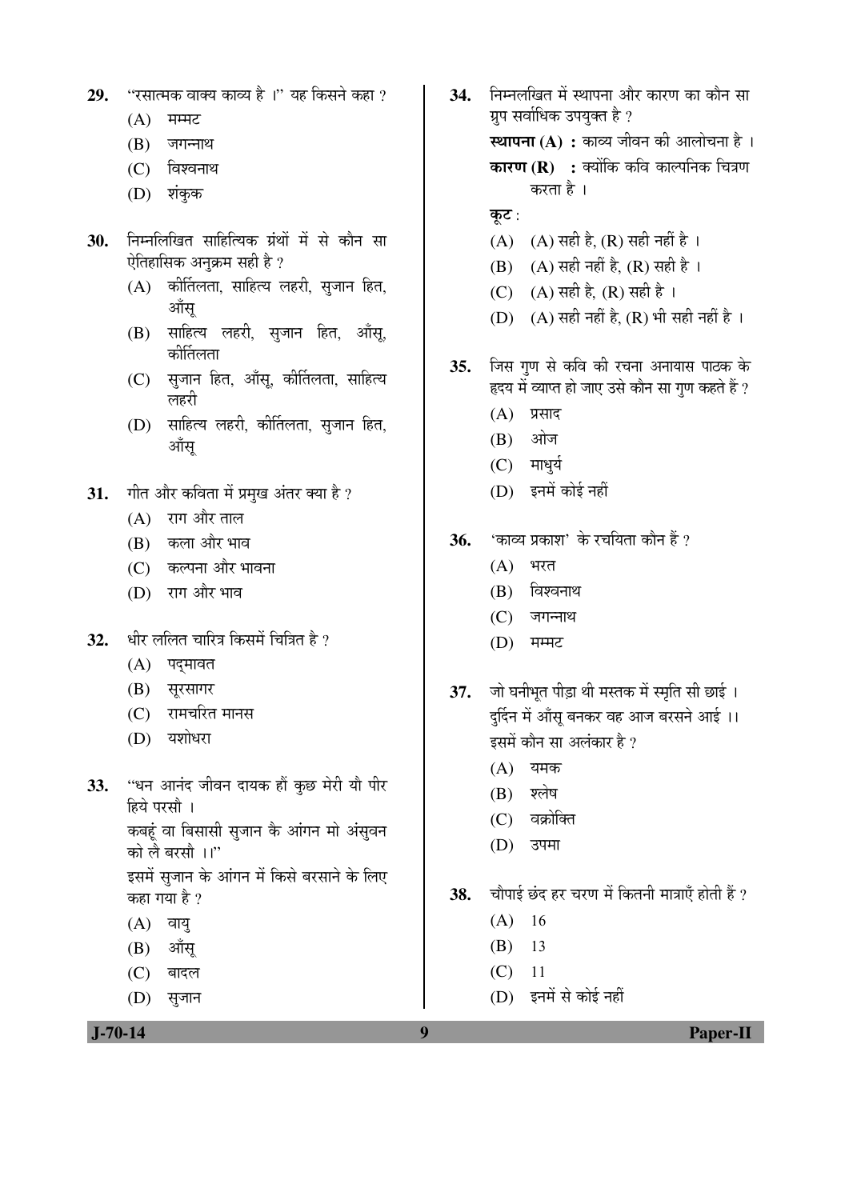29. "रसात्मक वाक्य काव्य है ।" यह किसने कहा ?
   (A) मम्मट
   (B) जगन्नाथ
   (C) विश्वनाथ
   (D) शंकुक

30. निम्नलिखित साहित्यिक ग्रंथों में से कौन सा ऐतिहासिक अनुक्रम सही है ?
   (A) कीर्तिलता, साहित्य लहरी, सुजान हित, आँसू
   (B) साहित्य लहरी, सुजान हित, आँसू, कीर्तिलता
   (C) सुजान हित, आँसू, कीर्तिलता, साहित्य लहरी
   (D) साहित्य लहरी, कीर्तिलता, सुजान हित, आँसू

31. गीत और कविता में प्रमुख अंतर क्या है ?
   (A) राग और ताल
   (B) कला और भाव
   (C) कल्पना और भावना
   (D) राग और भाव

32. धीर ललित चारित्र किसमें चित्रित है ?
   (A) पद्मावत
   (B) सूरसागर
   (C) रामचरित मानस
   (D) यशोधरा

33. "धन आनंद जीवन दायक हौं कुछ मेरी यौ पीर हिये परसौ ।
   कबहूं वा बिसासी सुजान कै आंगन मो अंसुवन को लै बरसौ ।।"
   इसमें सुजान के आंगन में किसे बरसाने के लिए कहा गया है ?
   (A) वायु
   (B) आँसू
   (C) बादल
   (D) सुजान

34. निम्नलखित में स्थापना और कारण का कौन सा ग्रुप सर्वाधिक उपयुक्त है ?
   **स्थापना (A) :** काव्य जीवन की आलोचना है ।
   **कारण (R) :** क्योंकि कवि काल्पनिक चित्रण करता है ।
   **कूट :**
   (A) (A) सही है, (R) सही नहीं है ।
   (B) (A) सही नहीं है, (R) सही है ।
   (C) (A) सही है, (R) सही है ।
   (D) (A) सही नहीं है, (R) भी सही नहीं है ।

35. जिस गुण से कवि की रचना अनायास पाठक के हृदय में व्याप्त हो जाए उसे कौन सा गुण कहते हैं ?
   (A) प्रसाद
   (B) ओज
   (C) माधुर्य
   (D) इनमें कोई नहीं

36. 'काव्य प्रकाश' के रचयिता कौन हैं ?
   (A) भरत
   (B) विश्वनाथ
   (C) जगन्नाथ
   (D) मम्मट

37. जो घनीभूत पीड़ा थी मस्तक में स्मृति सी छाई ।
   दुर्दिन में आँसू बनकर वह आज बरसने आई ।।
   इसमें कौन सा अलंकार है ?
   (A) यमक
   (B) श्लेष
   (C) वक्रोक्ति
   (D) उपमा

38. चौपाई छंद हर चरण में कितनी मात्राएँ होती हैं ?
   (A) 16
   (B) 13
   (C) 11
   (D) इनमें से कोई नहीं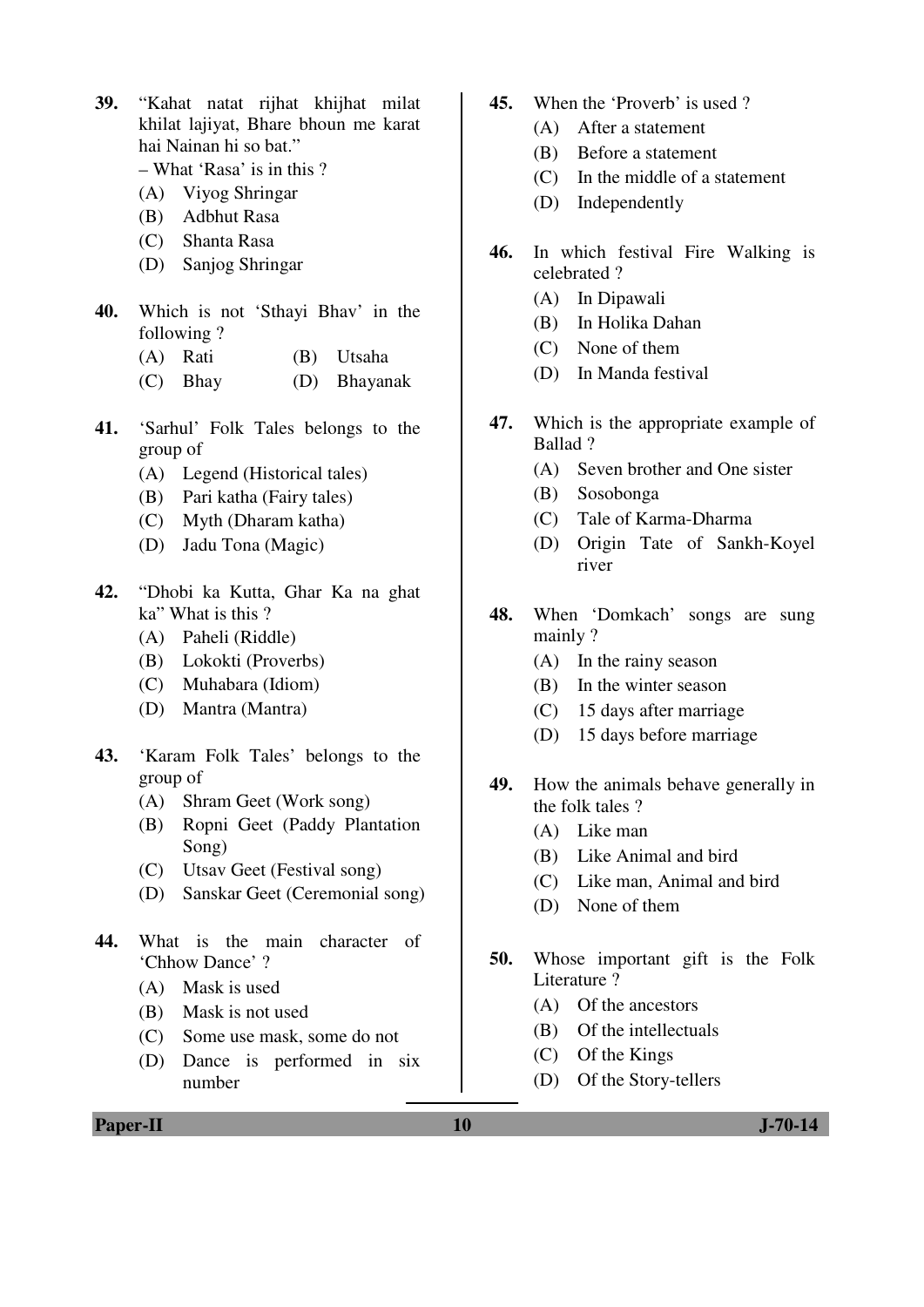39. "Kahat natat rijhat khijhat milat khilat lajiyat, Bhare bhoun me karat hai Nainan hi so bat."
– What 'Rasa' is in this ?
(A) Viyog Shringar
(B) Adbhut Rasa
(C) Shanta Rasa
(D) Sanjog Shringar

40. Which is not 'Sthayi Bhav' in the following ?
(A) Rati
(B) Utsaha
(C) Bhay
(D) Bhayanak

41. 'Sarhul' Folk Tales belongs to the group of
(A) Legend (Historical tales)
(B) Pari katha (Fairy tales)
(C) Myth (Dharam katha)
(D) Jadu Tona (Magic)

42. "Dhobi ka Kutta, Ghar Ka na ghat ka" What is this ?
(A) Paheli (Riddle)
(B) Lokokti (Proverbs)
(C) Muhabara (Idiom)
(D) Mantra (Mantra)

43. 'Karam Folk Tales' belongs to the group of
(A) Shram Geet (Work song)
(B) Ropni Geet (Paddy Plantation Song)
(C) Utsav Geet (Festival song)
(D) Sanskar Geet (Ceremonial song)

44. What is the main character of 'Chhow Dance' ?
(A) Mask is used
(B) Mask is not used
(C) Some use mask, some do not
(D) Dance is performed in six number

45. When the 'Proverb' is used ?
(A) After a statement
(B) Before a statement
(C) In the middle of a statement
(D) Independently

46. In which festival Fire Walking is celebrated ?
(A) In Dipawali
(B) In Holika Dahan
(C) None of them
(D) In Manda festival

47. Which is the appropriate example of Ballad ?
(A) Seven brother and One sister
(B) Sosobonga
(C) Tale of Karma-Dharma
(D) Origin Tate of Sankh-Koyel river

48. When 'Domkach' songs are sung mainly ?
(A) In the rainy season
(B) In the winter season
(C) 15 days after marriage
(D) 15 days before marriage

49. How the animals behave generally in the folk tales ?
(A) Like man
(B) Like Animal and bird
(C) Like man, Animal and bird
(D) None of them

50. Whose important gift is the Folk Literature ?
(A) Of the ancestors
(B) Of the intellectuals
(C) Of the Kings
(D) Of the Story-tellers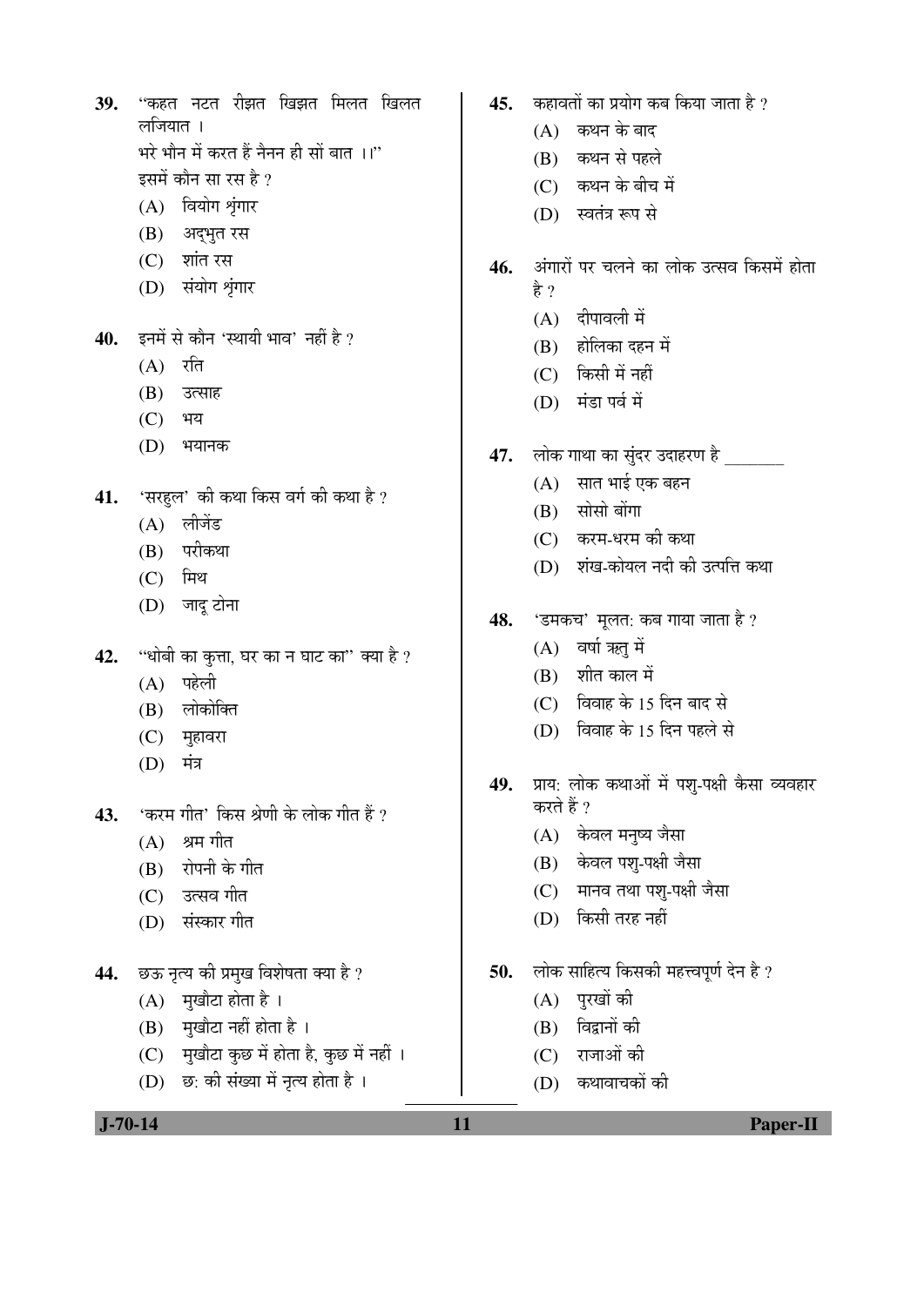39. "कहत नटत रीझत खिझत मिलत खिलत लजियात ।
भरे भौन में करत हैं नैनन ही सों बात ।।"
इसमें कौन सा रस है ?
   (A) वियोग शृंगार
   (B) अद्‌भुत रस
   (C) शांत रस
   (D) संयोग शृंगार

40. इनमें से कौन 'स्थायी भाव' नहीं है ?
   (A) रति
   (B) उत्साह
   (C) भय
   (D) भयानक

41. 'सरहुल' की कथा किस वर्ग की कथा है ?
   (A) लीजेंड
   (B) परीकथा
   (C) मिथ
   (D) जादू टोना

42. "धोबी का कुत्ता, घर का न घाट का" क्या है ?
   (A) पहेली
   (B) लोकोक्ति
   (C) मुहावरा
   (D) मंत्र

43. 'करम गीत' किस श्रेणी के लोक गीत हैं ?
   (A) श्रम गीत
   (B) रोपनी के गीत
   (C) उत्सव गीत
   (D) संस्कार गीत

44. छऊ नृत्य की प्रमुख विशेषता क्या है ?
   (A) मुखौटा होता है ।
   (B) मुखौटा नहीं होता है ।
   (C) मुखौटा कुछ में होता है, कुछ में नहीं ।
   (D) छ: की संख्या में नृत्य होता है ।

45. कहावतों का प्रयोग कब किया जाता है ?
   (A) कथन के बाद
   (B) कथन से पहले
   (C) कथन के बीच में
   (D) स्वतंत्र रूप से

46. अंगारों पर चलने का लोक उत्सव किसमें होता है ?
   (A) दीपावली में
   (B) होलिका दहन में
   (C) किसी में नहीं
   (D) मंडा पर्व में

47. लोक गाथा का सुंदर उदाहरण है _______
   (A) सात भाई एक बहन
   (B) सोसो बोंगा
   (C) करम-धरम की कथा
   (D) शंख-कोयल नदी की उत्पत्ति कथा

48. 'डमकच' मूलत: कब गाया जाता है ?
   (A) वर्षा ऋतु में
   (B) शीत काल में
   (C) विवाह के 15 दिन बाद से
   (D) विवाह के 15 दिन पहले से

49. प्राय: लोक कथाओं में पशु-पक्षी कैसा व्यवहार करते हैं ?
   (A) केवल मनुष्य जैसा
   (B) केवल पशु-पक्षी जैसा
   (C) मानव तथा पशु-पक्षी जैसा
   (D) किसी तरह नहीं

50. लोक साहित्य किसकी महत्त्वपूर्ण देन है ?
   (A) पुरखों की
   (B) विद्वानों की
   (C) राजाओं की
   (D) कथावाचकों की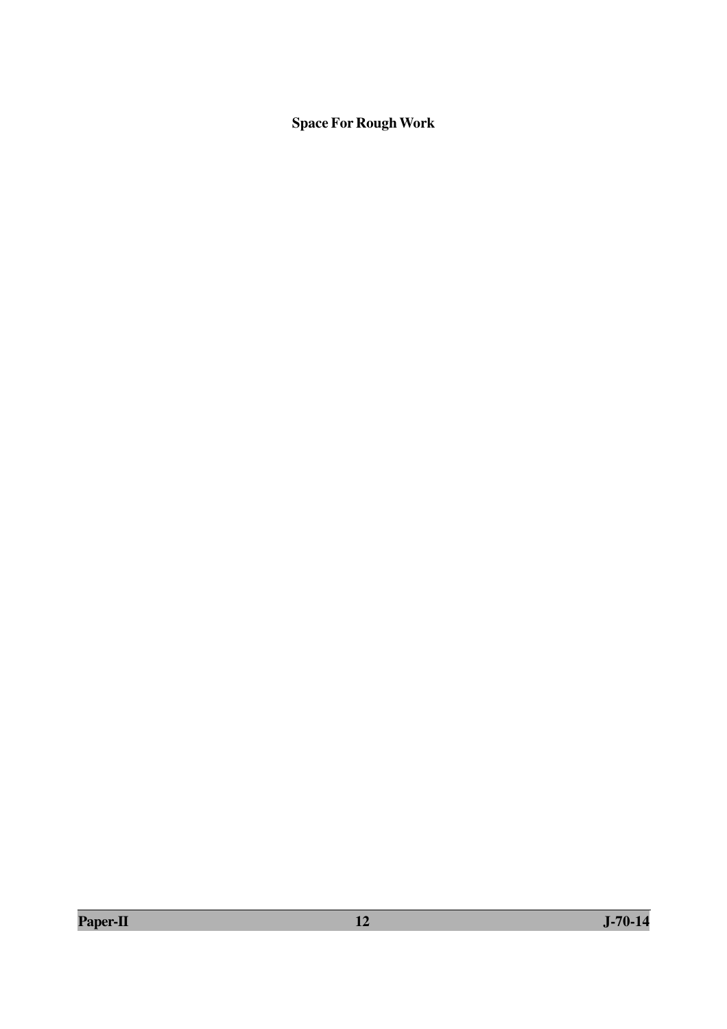**Space For Rough Work**